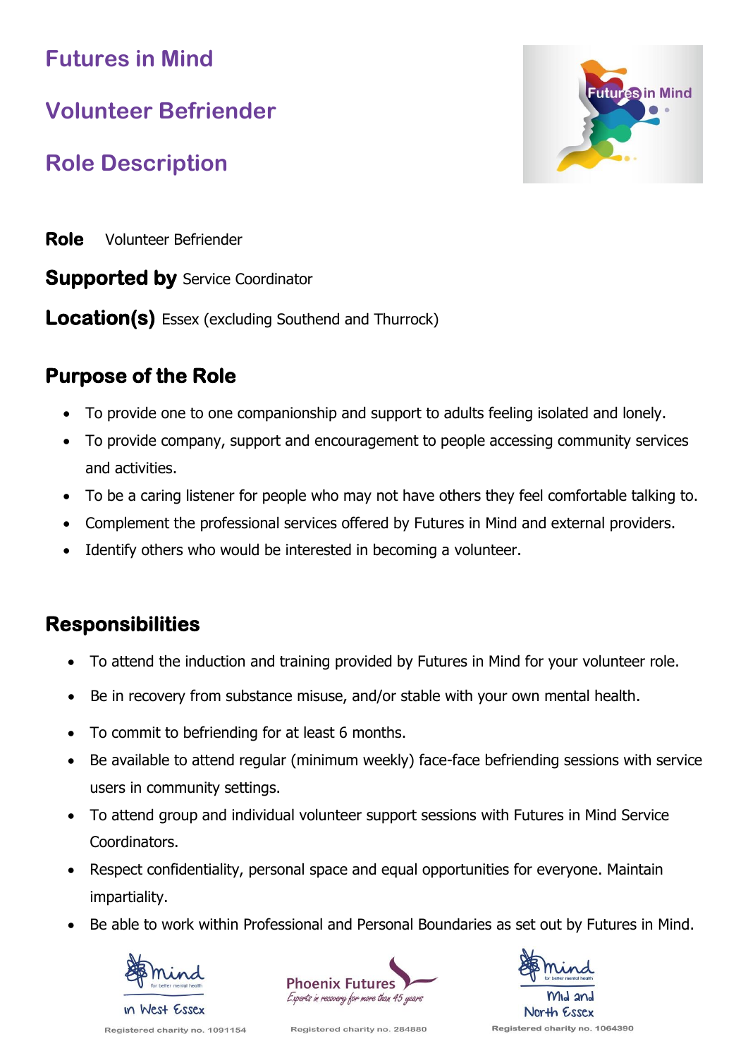# Futures in Mind

# Volunteer Befriender

# Role Description

**Role** Volunteer Befriender

**Supported by** Service Coordinator

**Location(s)** Essex (excluding Southend and Thurrock)

## Purpose of the Role

- To provide one to one companionship and support to adults feeling isolated and lonely.
- To provide company, support and encouragement to people accessing community services and activities.
- To be a caring listener for people who may not have others they feel comfortable talking to.
- Complement the professional services offered by Futures in Mind and external providers.
- Identify others who would be interested in becoming a volunteer.

## Responsibilities

- To attend the induction and training provided by Futures in Mind for your volunteer role.
- Be in recovery from substance misuse, and/or stable with your own mental health.
- To commit to befriending for at least 6 months.
- Be available to attend regular (minimum weekly) face-face befriending sessions with service users in community settings.
- To attend group and individual volunteer support sessions with Futures in Mind Service Coordinators.
- Respect confidentiality, personal space and equal opportunities for everyone. Maintain impartiality.
- Be able to work within Professional and Personal Boundaries as set out by Futures in Mind.

Mind for better mental health in West Essex — Registered charity no. 1091154

Phoenix Futures — Experts in recovery for more than 45 years — Registered charity no. 284880

Mind for better mental health Mid and North Essex — Registered charity no. 1064390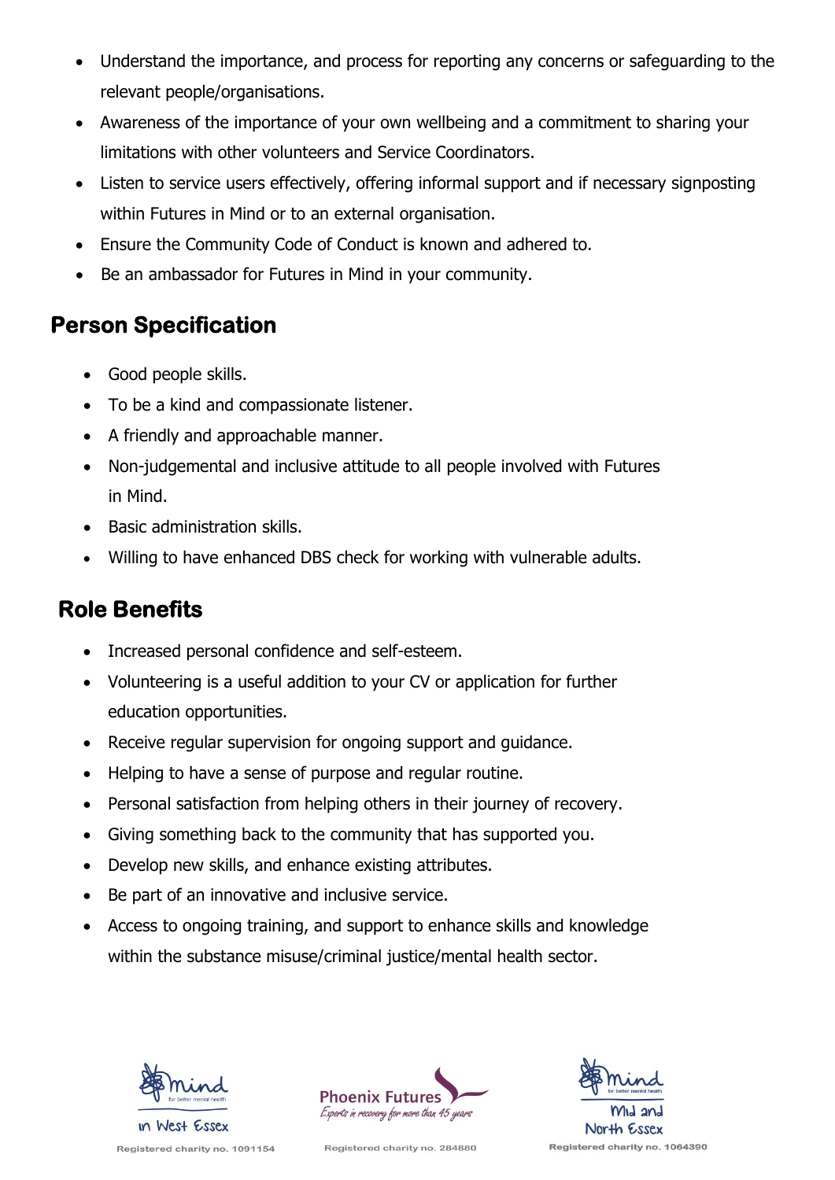- Understand the importance, and process for reporting any concerns or safeguarding to the relevant people/organisations.
- Awareness of the importance of your own wellbeing and a commitment to sharing your limitations with other volunteers and Service Coordinators.
- Listen to service users effectively, offering informal support and if necessary signposting within Futures in Mind or to an external organisation.
- Ensure the Community Code of Conduct is known and adhered to.
- Be an ambassador for Futures in Mind in your community.

## Person Specification

- Good people skills.
- To be a kind and compassionate listener.
- A friendly and approachable manner.
- Non-judgemental and inclusive attitude to all people involved with Futures in Mind.
- Basic administration skills.
- Willing to have enhanced DBS check for working with vulnerable adults.

## Role Benefits

- Increased personal confidence and self-esteem.
- Volunteering is a useful addition to your CV or application for further education opportunities.
- Receive regular supervision for ongoing support and guidance.
- Helping to have a sense of purpose and regular routine.
- Personal satisfaction from helping others in their journey of recovery.
- Giving something back to the community that has supported you.
- Develop new skills, and enhance existing attributes.
- Be part of an innovative and inclusive service.
- Access to ongoing training, and support to enhance skills and knowledge within the substance misuse/criminal justice/mental health sector.

Mind for better mental health in West Essex
Registered charity no. 1091154

Phoenix Futures
Experts in recovery for more than 45 years
Registered charity no. 284880

Mind for better mental health Mid and North Essex
Registered charity no. 1064390